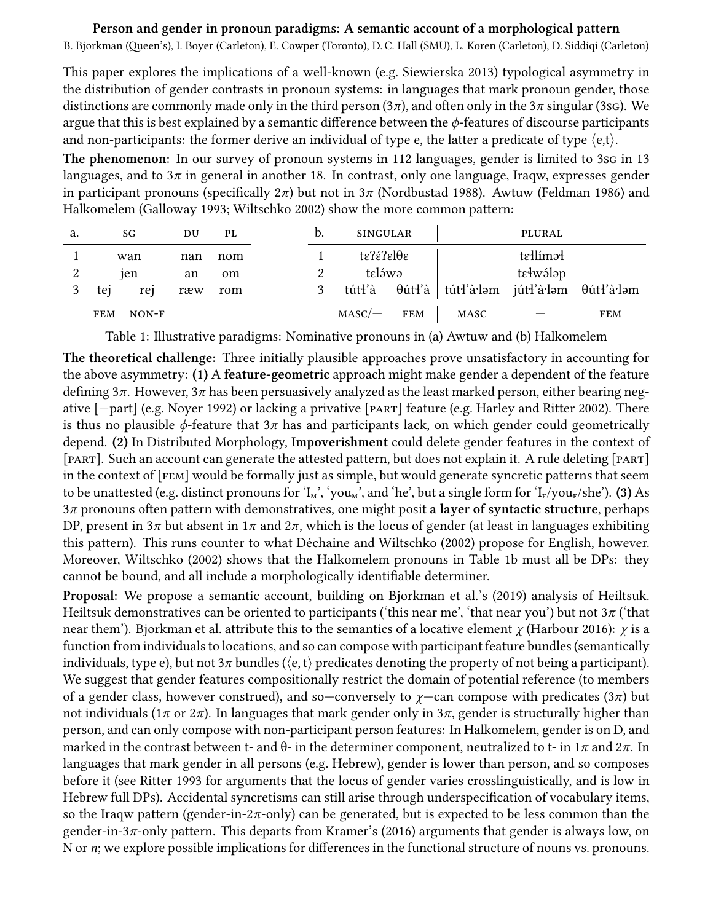# Person and gender in pronoun paradigms: A semantic account of a morphological pattern

B. Bjorkman (Queen's), I. Boyer (Carleton), E. Cowper (Toronto), D. C. Hall (SMU), L. Koren (Carleton), D. Siddiqi (Carleton)

This paper explores the implications of a well-known (e.g. Siewierska 2013) typological asymmetry in the distribution of gender contrasts in pronoun systems: in languages that mark pronoun gender, those distinctions are commonly made only in the third person ($3\pi$), and often only in the $3\pi$ singular (3SG). We argue that this is best explained by a semantic difference between the $\phi$-features of discourse participants and non-participants: the former derive an individual of type e, the latter a predicate of type $\langle e,t \rangle$.

**The phenomenon:** In our survey of pronoun systems in 112 languages, gender is limited to 3SG in 13 languages, and to $3\pi$ in general in another 18. In contrast, only one language, Iraqw, expresses gender in participant pronouns (specifically $2\pi$) but not in $3\pi$ (Nordbustad 1988). Awtuw (Feldman 1986) and Halkomelem (Galloway 1993; Wiltschko 2002) show the more common pattern:

| a. | SG | | DU | PL |
|---|---|---|---|---|
| 1 | wan | | nan | nom |
| 2 | jen | | an | om |
| 3 | tej | rej | ræw | rom |
| | FEM | NON-F | | |

| b. | SINGULAR | | PLURAL | | |
|---|---|---|---|---|---|
| 1 | tɛʔέʔɛlθɛ | | tɛɬlíməɬ | | |
| 2 | tɛlə́wə | | tɛɬwə́ləp | | |
| 3 | tútɬ'à | θútɬ'à | tútɬ'à·ləm | jútɬ'à·ləm | θútɬ'à·ləm |
| | MASC/— | FEM | MASC | — | FEM |

Table 1: Illustrative paradigms: Nominative pronouns in (a) Awtuw and (b) Halkomelem

**The theoretical challenge:** Three initially plausible approaches prove unsatisfactory in accounting for the above asymmetry: **(1)** A **feature-geometric** approach might make gender a dependent of the feature defining $3\pi$. However, $3\pi$ has been persuasively analyzed as the least marked person, either bearing negative [−part] (e.g. Noyer 1992) or lacking a privative [PART] feature (e.g. Harley and Ritter 2002). There is thus no plausible $\phi$-feature that $3\pi$ has and participants lack, on which gender could geometrically depend. **(2)** In Distributed Morphology, **Impoverishment** could delete gender features in the context of [PART]. Such an account can generate the attested pattern, but does not explain it. A rule deleting [PART] in the context of [FEM] would be formally just as simple, but would generate syncretic patterns that seem to be unattested (e.g. distinct pronouns for '$I_M$', '$you_M$', and 'he', but a single form for '$I_F$/$you_F$/she'). **(3)** As $3\pi$ pronouns often pattern with demonstratives, one might posit **a layer of syntactic structure**, perhaps DP, present in $3\pi$ but absent in $1\pi$ and $2\pi$, which is the locus of gender (at least in languages exhibiting this pattern). This runs counter to what Déchaine and Wiltschko (2002) propose for English, however. Moreover, Wiltschko (2002) shows that the Halkomelem pronouns in Table 1b must all be DPs: they cannot be bound, and all include a morphologically identifiable determiner.

**Proposal:** We propose a semantic account, building on Bjorkman et al.'s (2019) analysis of Heiltsuk. Heiltsuk demonstratives can be oriented to participants ('this near me', 'that near you') but not $3\pi$ ('that near them'). Bjorkman et al. attribute this to the semantics of a locative element $\chi$ (Harbour 2016): $\chi$ is a function from individuals to locations, and so can compose with participant feature bundles (semantically individuals, type e), but not $3\pi$ bundles ($\langle e, t\rangle$ predicates denoting the property of not being a participant). We suggest that gender features compositionally restrict the domain of potential reference (to members of a gender class, however construed), and so—conversely to $\chi$—can compose with predicates ($3\pi$) but not individuals ($1\pi$ or $2\pi$). In languages that mark gender only in $3\pi$, gender is structurally higher than person, and can only compose with non-participant person features: In Halkomelem, gender is on D, and marked in the contrast between t- and θ- in the determiner component, neutralized to t- in $1\pi$ and $2\pi$. In languages that mark gender in all persons (e.g. Hebrew), gender is lower than person, and so composes before it (see Ritter 1993 for arguments that the locus of gender varies crosslinguistically, and is low in Hebrew full DPs). Accidental syncretisms can still arise through underspecification of vocabulary items, so the Iraqw pattern (gender-in-$2\pi$-only) can be generated, but is expected to be less common than the gender-in-$3\pi$-only pattern. This departs from Kramer's (2016) arguments that gender is always low, on N or *n*; we explore possible implications for differences in the functional structure of nouns vs. pronouns.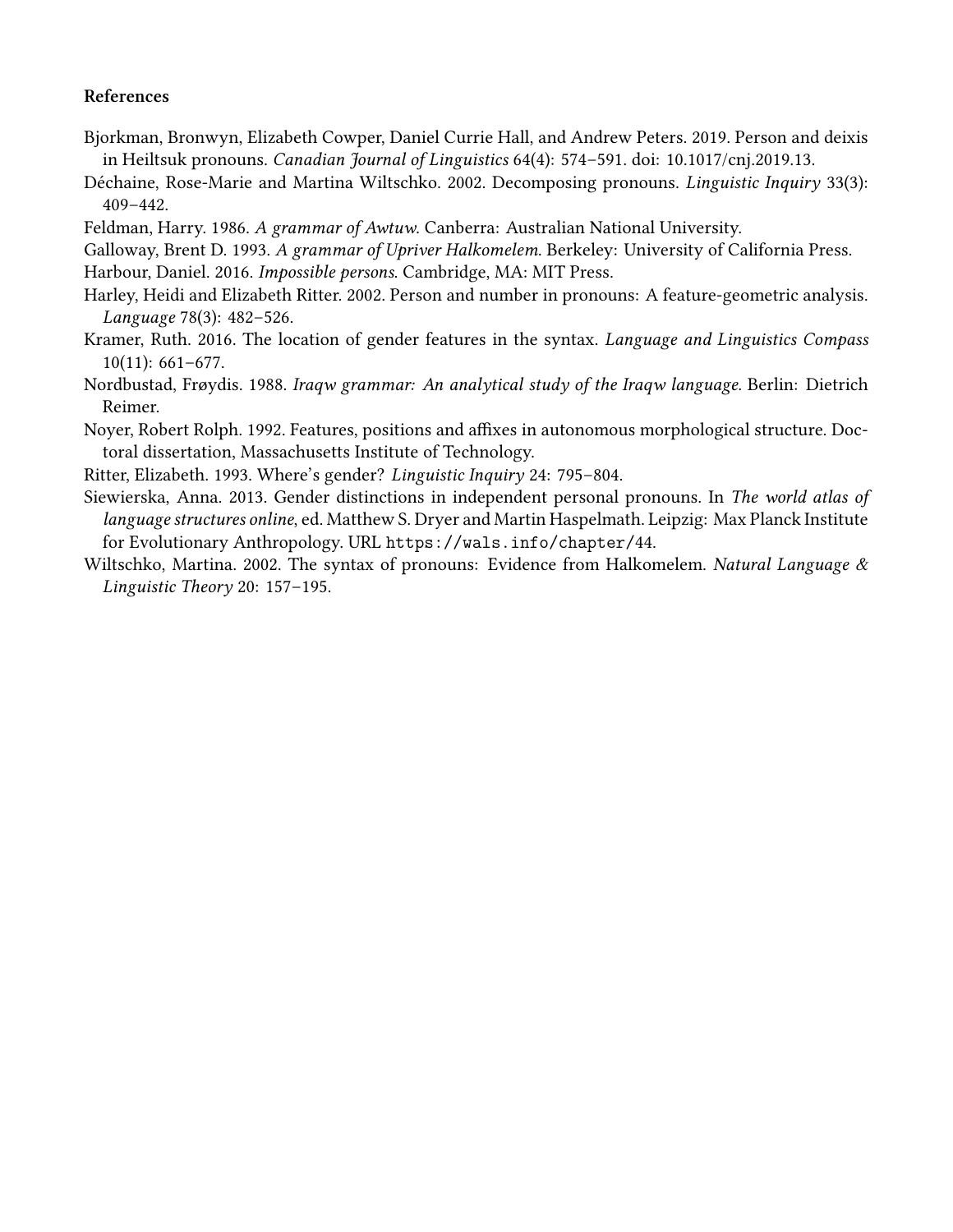**References**

Bjorkman, Bronwyn, Elizabeth Cowper, Daniel Currie Hall, and Andrew Peters. 2019. Person and deixis in Heiltsuk pronouns. *Canadian Journal of Linguistics* 64(4): 574–591. doi: 10.1017/cnj.2019.13.

Déchaine, Rose-Marie and Martina Wiltschko. 2002. Decomposing pronouns. *Linguistic Inquiry* 33(3): 409–442.

Feldman, Harry. 1986. *A grammar of Awtuw*. Canberra: Australian National University.

Galloway, Brent D. 1993. *A grammar of Upriver Halkomelem*. Berkeley: University of California Press.

Harbour, Daniel. 2016. *Impossible persons*. Cambridge, MA: MIT Press.

Harley, Heidi and Elizabeth Ritter. 2002. Person and number in pronouns: A feature-geometric analysis. *Language* 78(3): 482–526.

Kramer, Ruth. 2016. The location of gender features in the syntax. *Language and Linguistics Compass* 10(11): 661–677.

Nordbustad, Frøydis. 1988. *Iraqw grammar: An analytical study of the Iraqw language*. Berlin: Dietrich Reimer.

Noyer, Robert Rolph. 1992. Features, positions and affixes in autonomous morphological structure. Doctoral dissertation, Massachusetts Institute of Technology.

Ritter, Elizabeth. 1993. Where's gender? *Linguistic Inquiry* 24: 795–804.

Siewierska, Anna. 2013. Gender distinctions in independent personal pronouns. In *The world atlas of language structures online*, ed. Matthew S. Dryer and Martin Haspelmath. Leipzig: Max Planck Institute for Evolutionary Anthropology. URL https://wals.info/chapter/44.

Wiltschko, Martina. 2002. The syntax of pronouns: Evidence from Halkomelem. *Natural Language & Linguistic Theory* 20: 157–195.